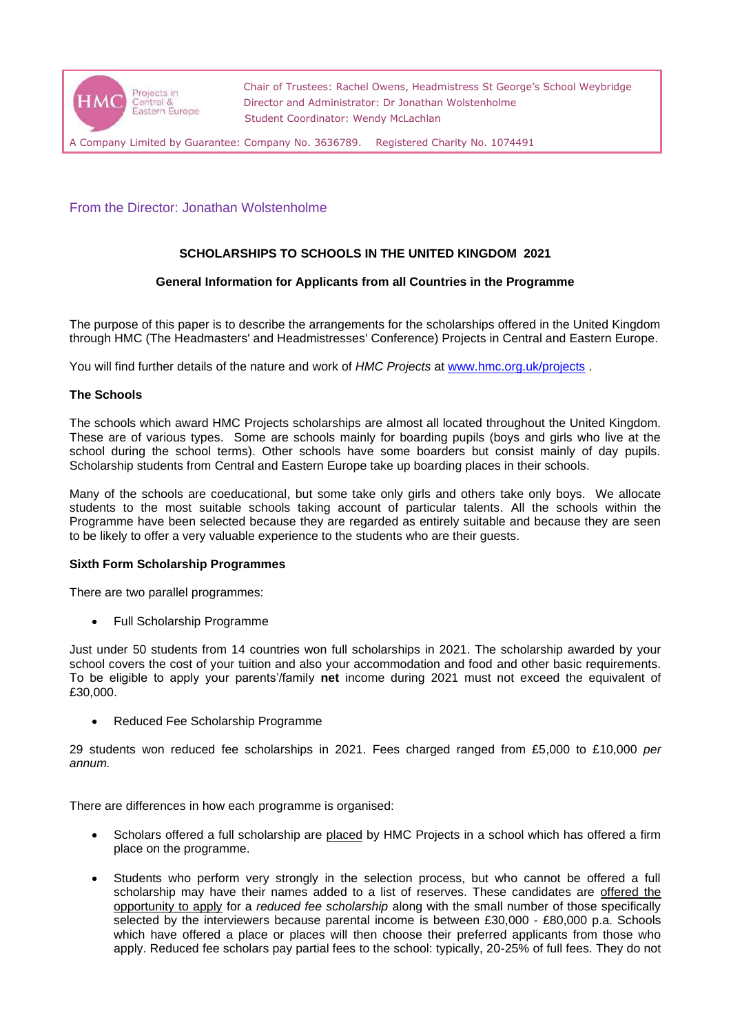HMC Projects in Central & Eastern Europe

Chair of Trustees: Rachel Owens, Headmistress St George's School Weybridge
Director and Administrator: Dr Jonathan Wolstenholme
Student Coordinator: Wendy McLachlan

A Company Limited by Guarantee: Company No. 3636789. Registered Charity No. 1074491

From the Director: Jonathan Wolstenholme

## SCHOLARSHIPS TO SCHOOLS IN THE UNITED KINGDOM 2021

### General Information for Applicants from all Countries in the Programme

The purpose of this paper is to describe the arrangements for the scholarships offered in the United Kingdom through HMC (The Headmasters' and Headmistresses' Conference) Projects in Central and Eastern Europe.

You will find further details of the nature and work of *HMC Projects* at www.hmc.org.uk/projects .

**The Schools**

The schools which award HMC Projects scholarships are almost all located throughout the United Kingdom. These are of various types. Some are schools mainly for boarding pupils (boys and girls who live at the school during the school terms). Other schools have some boarders but consist mainly of day pupils. Scholarship students from Central and Eastern Europe take up boarding places in their schools.

Many of the schools are coeducational, but some take only girls and others take only boys. We allocate students to the most suitable schools taking account of particular talents. All the schools within the Programme have been selected because they are regarded as entirely suitable and because they are seen to be likely to offer a very valuable experience to the students who are their guests.

**Sixth Form Scholarship Programmes**

There are two parallel programmes:

- Full Scholarship Programme

Just under 50 students from 14 countries won full scholarships in 2021. The scholarship awarded by your school covers the cost of your tuition and also your accommodation and food and other basic requirements. To be eligible to apply your parents'/family **net** income during 2021 must not exceed the equivalent of £30,000.

- Reduced Fee Scholarship Programme

29 students won reduced fee scholarships in 2021. Fees charged ranged from £5,000 to £10,000 *per annum.*

There are differences in how each programme is organised:

- Scholars offered a full scholarship are placed by HMC Projects in a school which has offered a firm place on the programme.
- Students who perform very strongly in the selection process, but who cannot be offered a full scholarship may have their names added to a list of reserves. These candidates are offered the opportunity to apply for a *reduced fee scholarship* along with the small number of those specifically selected by the interviewers because parental income is between £30,000 - £80,000 p.a. Schools which have offered a place or places will then choose their preferred applicants from those who apply. Reduced fee scholars pay partial fees to the school: typically, 20-25% of full fees. They do not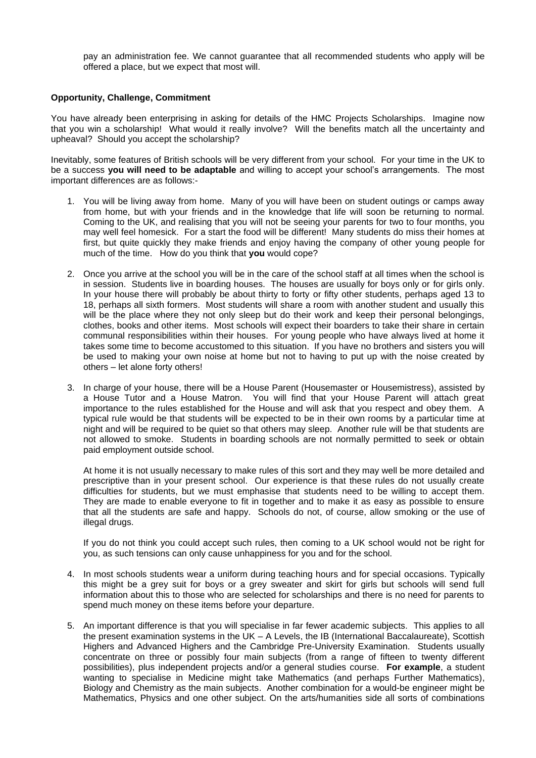pay an administration fee. We cannot guarantee that all recommended students who apply will be offered a place, but we expect that most will.

**Opportunity, Challenge, Commitment**

You have already been enterprising in asking for details of the HMC Projects Scholarships. Imagine now that you win a scholarship! What would it really involve? Will the benefits match all the uncertainty and upheaval? Should you accept the scholarship?

Inevitably, some features of British schools will be very different from your school. For your time in the UK to be a success **you will need to be adaptable** and willing to accept your school's arrangements. The most important differences are as follows:-

1. You will be living away from home. Many of you will have been on student outings or camps away from home, but with your friends and in the knowledge that life will soon be returning to normal. Coming to the UK, and realising that you will not be seeing your parents for two to four months, you may well feel homesick. For a start the food will be different! Many students do miss their homes at first, but quite quickly they make friends and enjoy having the company of other young people for much of the time. How do you think that **you** would cope?

2. Once you arrive at the school you will be in the care of the school staff at all times when the school is in session. Students live in boarding houses. The houses are usually for boys only or for girls only. In your house there will probably be about thirty to forty or fifty other students, perhaps aged 13 to 18, perhaps all sixth formers. Most students will share a room with another student and usually this will be the place where they not only sleep but do their work and keep their personal belongings, clothes, books and other items. Most schools will expect their boarders to take their share in certain communal responsibilities within their houses. For young people who have always lived at home it takes some time to become accustomed to this situation. If you have no brothers and sisters you will be used to making your own noise at home but not to having to put up with the noise created by others – let alone forty others!

3. In charge of your house, there will be a House Parent (Housemaster or Housemistress), assisted by a House Tutor and a House Matron. You will find that your House Parent will attach great importance to the rules established for the House and will ask that you respect and obey them. A typical rule would be that students will be expected to be in their own rooms by a particular time at night and will be required to be quiet so that others may sleep. Another rule will be that students are not allowed to smoke. Students in boarding schools are not normally permitted to seek or obtain paid employment outside school.

   At home it is not usually necessary to make rules of this sort and they may well be more detailed and prescriptive than in your present school. Our experience is that these rules do not usually create difficulties for students, but we must emphasise that students need to be willing to accept them. They are made to enable everyone to fit in together and to make it as easy as possible to ensure that all the students are safe and happy. Schools do not, of course, allow smoking or the use of illegal drugs.

   If you do not think you could accept such rules, then coming to a UK school would not be right for you, as such tensions can only cause unhappiness for you and for the school.

4. In most schools students wear a uniform during teaching hours and for special occasions. Typically this might be a grey suit for boys or a grey sweater and skirt for girls but schools will send full information about this to those who are selected for scholarships and there is no need for parents to spend much money on these items before your departure.

5. An important difference is that you will specialise in far fewer academic subjects. This applies to all the present examination systems in the UK – A Levels, the IB (International Baccalaureate), Scottish Highers and Advanced Highers and the Cambridge Pre-University Examination. Students usually concentrate on three or possibly four main subjects (from a range of fifteen to twenty different possibilities), plus independent projects and/or a general studies course. **For example**, a student wanting to specialise in Medicine might take Mathematics (and perhaps Further Mathematics), Biology and Chemistry as the main subjects. Another combination for a would-be engineer might be Mathematics, Physics and one other subject. On the arts/humanities side all sorts of combinations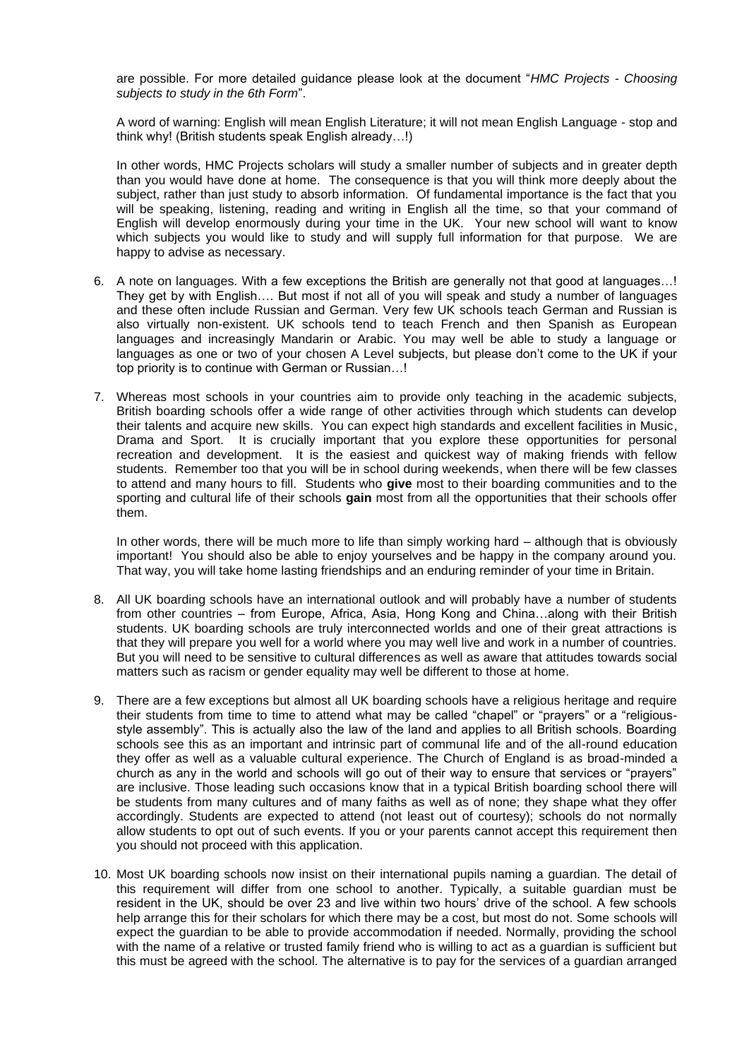are possible. For more detailed guidance please look at the document "*HMC Projects - Choosing subjects to study in the 6th Form*".

A word of warning: English will mean English Literature; it will not mean English Language - stop and think why! (British students speak English already…!)

In other words, HMC Projects scholars will study a smaller number of subjects and in greater depth than you would have done at home. The consequence is that you will think more deeply about the subject, rather than just study to absorb information. Of fundamental importance is the fact that you will be speaking, listening, reading and writing in English all the time, so that your command of English will develop enormously during your time in the UK. Your new school will want to know which subjects you would like to study and will supply full information for that purpose. We are happy to advise as necessary.

6. A note on languages. With a few exceptions the British are generally not that good at languages…! They get by with English…. But most if not all of you will speak and study a number of languages and these often include Russian and German. Very few UK schools teach German and Russian is also virtually non-existent. UK schools tend to teach French and then Spanish as European languages and increasingly Mandarin or Arabic. You may well be able to study a language or languages as one or two of your chosen A Level subjects, but please don't come to the UK if your top priority is to continue with German or Russian…!

7. Whereas most schools in your countries aim to provide only teaching in the academic subjects, British boarding schools offer a wide range of other activities through which students can develop their talents and acquire new skills. You can expect high standards and excellent facilities in Music, Drama and Sport. It is crucially important that you explore these opportunities for personal recreation and development. It is the easiest and quickest way of making friends with fellow students. Remember too that you will be in school during weekends, when there will be few classes to attend and many hours to fill. Students who **give** most to their boarding communities and to the sporting and cultural life of their schools **gain** most from all the opportunities that their schools offer them.

   In other words, there will be much more to life than simply working hard – although that is obviously important! You should also be able to enjoy yourselves and be happy in the company around you. That way, you will take home lasting friendships and an enduring reminder of your time in Britain.

8. All UK boarding schools have an international outlook and will probably have a number of students from other countries – from Europe, Africa, Asia, Hong Kong and China…along with their British students. UK boarding schools are truly interconnected worlds and one of their great attractions is that they will prepare you well for a world where you may well live and work in a number of countries. But you will need to be sensitive to cultural differences as well as aware that attitudes towards social matters such as racism or gender equality may well be different to those at home.

9. There are a few exceptions but almost all UK boarding schools have a religious heritage and require their students from time to time to attend what may be called "chapel" or "prayers" or a "religious-style assembly". This is actually also the law of the land and applies to all British schools. Boarding schools see this as an important and intrinsic part of communal life and of the all-round education they offer as well as a valuable cultural experience. The Church of England is as broad-minded a church as any in the world and schools will go out of their way to ensure that services or "prayers" are inclusive. Those leading such occasions know that in a typical British boarding school there will be students from many cultures and of many faiths as well as of none; they shape what they offer accordingly. Students are expected to attend (not least out of courtesy); schools do not normally allow students to opt out of such events. If you or your parents cannot accept this requirement then you should not proceed with this application.

10. Most UK boarding schools now insist on their international pupils naming a guardian. The detail of this requirement will differ from one school to another. Typically, a suitable guardian must be resident in the UK, should be over 23 and live within two hours' drive of the school. A few schools help arrange this for their scholars for which there may be a cost, but most do not. Some schools will expect the guardian to be able to provide accommodation if needed. Normally, providing the school with the name of a relative or trusted family friend who is willing to act as a guardian is sufficient but this must be agreed with the school. The alternative is to pay for the services of a guardian arranged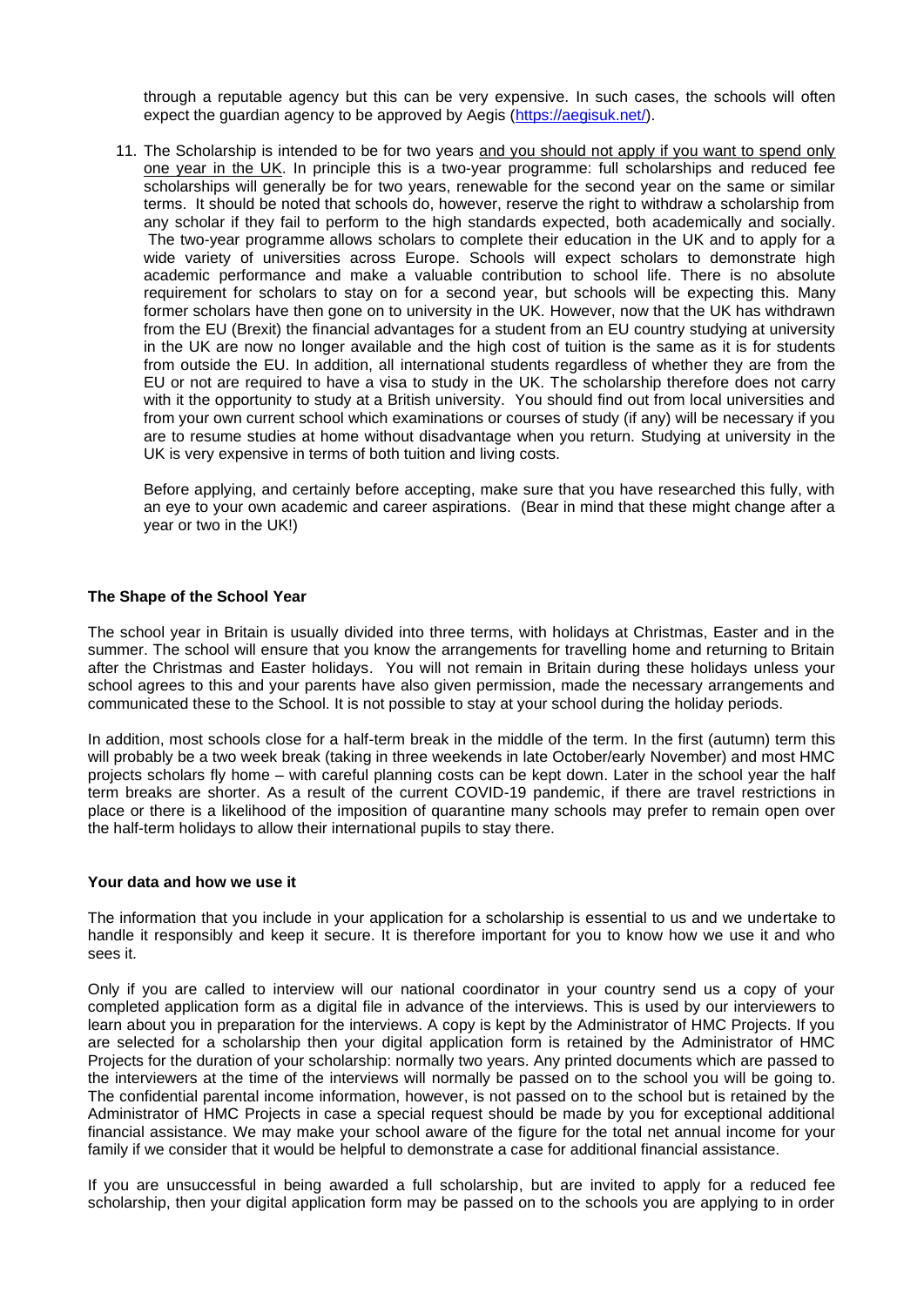through a reputable agency but this can be very expensive. In such cases, the schools will often expect the guardian agency to be approved by Aegis (https://aegisuk.net/).

11. The Scholarship is intended to be for two years and you should not apply if you want to spend only one year in the UK. In principle this is a two-year programme: full scholarships and reduced fee scholarships will generally be for two years, renewable for the second year on the same or similar terms. It should be noted that schools do, however, reserve the right to withdraw a scholarship from any scholar if they fail to perform to the high standards expected, both academically and socially. The two-year programme allows scholars to complete their education in the UK and to apply for a wide variety of universities across Europe. Schools will expect scholars to demonstrate high academic performance and make a valuable contribution to school life. There is no absolute requirement for scholars to stay on for a second year, but schools will be expecting this. Many former scholars have then gone on to university in the UK. However, now that the UK has withdrawn from the EU (Brexit) the financial advantages for a student from an EU country studying at university in the UK are now no longer available and the high cost of tuition is the same as it is for students from outside the EU. In addition, all international students regardless of whether they are from the EU or not are required to have a visa to study in the UK. The scholarship therefore does not carry with it the opportunity to study at a British university. You should find out from local universities and from your own current school which examinations or courses of study (if any) will be necessary if you are to resume studies at home without disadvantage when you return. Studying at university in the UK is very expensive in terms of both tuition and living costs.

    Before applying, and certainly before accepting, make sure that you have researched this fully, with an eye to your own academic and career aspirations. (Bear in mind that these might change after a year or two in the UK!)

**The Shape of the School Year**

The school year in Britain is usually divided into three terms, with holidays at Christmas, Easter and in the summer. The school will ensure that you know the arrangements for travelling home and returning to Britain after the Christmas and Easter holidays. You will not remain in Britain during these holidays unless your school agrees to this and your parents have also given permission, made the necessary arrangements and communicated these to the School. It is not possible to stay at your school during the holiday periods.

In addition, most schools close for a half-term break in the middle of the term. In the first (autumn) term this will probably be a two week break (taking in three weekends in late October/early November) and most HMC projects scholars fly home – with careful planning costs can be kept down. Later in the school year the half term breaks are shorter. As a result of the current COVID-19 pandemic, if there are travel restrictions in place or there is a likelihood of the imposition of quarantine many schools may prefer to remain open over the half-term holidays to allow their international pupils to stay there.

**Your data and how we use it**

The information that you include in your application for a scholarship is essential to us and we undertake to handle it responsibly and keep it secure. It is therefore important for you to know how we use it and who sees it.

Only if you are called to interview will our national coordinator in your country send us a copy of your completed application form as a digital file in advance of the interviews. This is used by our interviewers to learn about you in preparation for the interviews. A copy is kept by the Administrator of HMC Projects. If you are selected for a scholarship then your digital application form is retained by the Administrator of HMC Projects for the duration of your scholarship: normally two years. Any printed documents which are passed to the interviewers at the time of the interviews will normally be passed on to the school you will be going to. The confidential parental income information, however, is not passed on to the school but is retained by the Administrator of HMC Projects in case a special request should be made by you for exceptional additional financial assistance. We may make your school aware of the figure for the total net annual income for your family if we consider that it would be helpful to demonstrate a case for additional financial assistance.

If you are unsuccessful in being awarded a full scholarship, but are invited to apply for a reduced fee scholarship, then your digital application form may be passed on to the schools you are applying to in order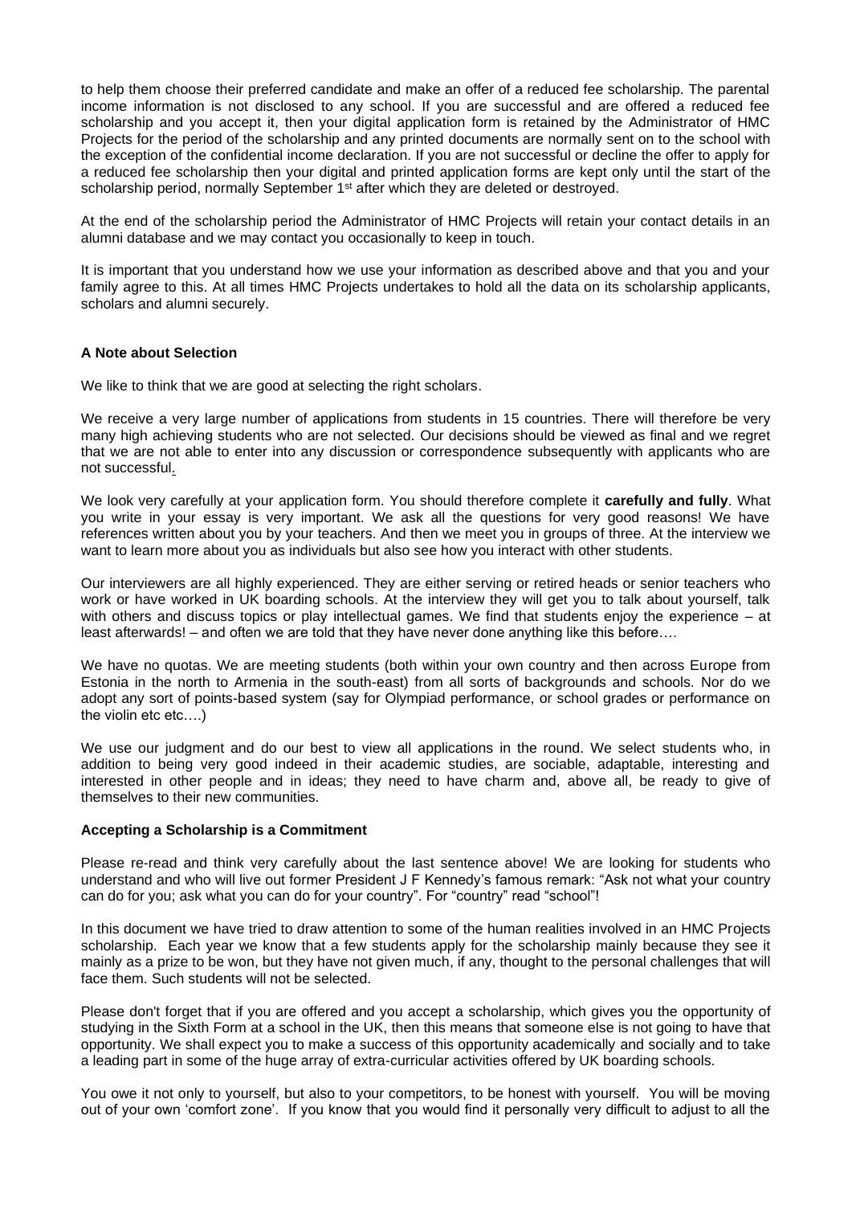to help them choose their preferred candidate and make an offer of a reduced fee scholarship. The parental income information is not disclosed to any school. If you are successful and are offered a reduced fee scholarship and you accept it, then your digital application form is retained by the Administrator of HMC Projects for the period of the scholarship and any printed documents are normally sent on to the school with the exception of the confidential income declaration. If you are not successful or decline the offer to apply for a reduced fee scholarship then your digital and printed application forms are kept only until the start of the scholarship period, normally September 1st after which they are deleted or destroyed.

At the end of the scholarship period the Administrator of HMC Projects will retain your contact details in an alumni database and we may contact you occasionally to keep in touch.

It is important that you understand how we use your information as described above and that you and your family agree to this. At all times HMC Projects undertakes to hold all the data on its scholarship applicants, scholars and alumni securely.

**A Note about Selection**

We like to think that we are good at selecting the right scholars.

We receive a very large number of applications from students in 15 countries. There will therefore be very many high achieving students who are not selected. Our decisions should be viewed as final and we regret that we are not able to enter into any discussion or correspondence subsequently with applicants who are not successful.

We look very carefully at your application form. You should therefore complete it **carefully and fully**. What you write in your essay is very important. We ask all the questions for very good reasons! We have references written about you by your teachers. And then we meet you in groups of three. At the interview we want to learn more about you as individuals but also see how you interact with other students.

Our interviewers are all highly experienced. They are either serving or retired heads or senior teachers who work or have worked in UK boarding schools. At the interview they will get you to talk about yourself, talk with others and discuss topics or play intellectual games. We find that students enjoy the experience – at least afterwards! – and often we are told that they have never done anything like this before….

We have no quotas. We are meeting students (both within your own country and then across Europe from Estonia in the north to Armenia in the south-east) from all sorts of backgrounds and schools. Nor do we adopt any sort of points-based system (say for Olympiad performance, or school grades or performance on the violin etc etc….)

We use our judgment and do our best to view all applications in the round. We select students who, in addition to being very good indeed in their academic studies, are sociable, adaptable, interesting and interested in other people and in ideas; they need to have charm and, above all, be ready to give of themselves to their new communities.

**Accepting a Scholarship is a Commitment**

Please re-read and think very carefully about the last sentence above! We are looking for students who understand and who will live out former President J F Kennedy's famous remark: "Ask not what your country can do for you; ask what you can do for your country". For "country" read "school"!

In this document we have tried to draw attention to some of the human realities involved in an HMC Projects scholarship. Each year we know that a few students apply for the scholarship mainly because they see it mainly as a prize to be won, but they have not given much, if any, thought to the personal challenges that will face them. Such students will not be selected.

Please don't forget that if you are offered and you accept a scholarship, which gives you the opportunity of studying in the Sixth Form at a school in the UK, then this means that someone else is not going to have that opportunity. We shall expect you to make a success of this opportunity academically and socially and to take a leading part in some of the huge array of extra-curricular activities offered by UK boarding schools.

You owe it not only to yourself, but also to your competitors, to be honest with yourself. You will be moving out of your own 'comfort zone'. If you know that you would find it personally very difficult to adjust to all the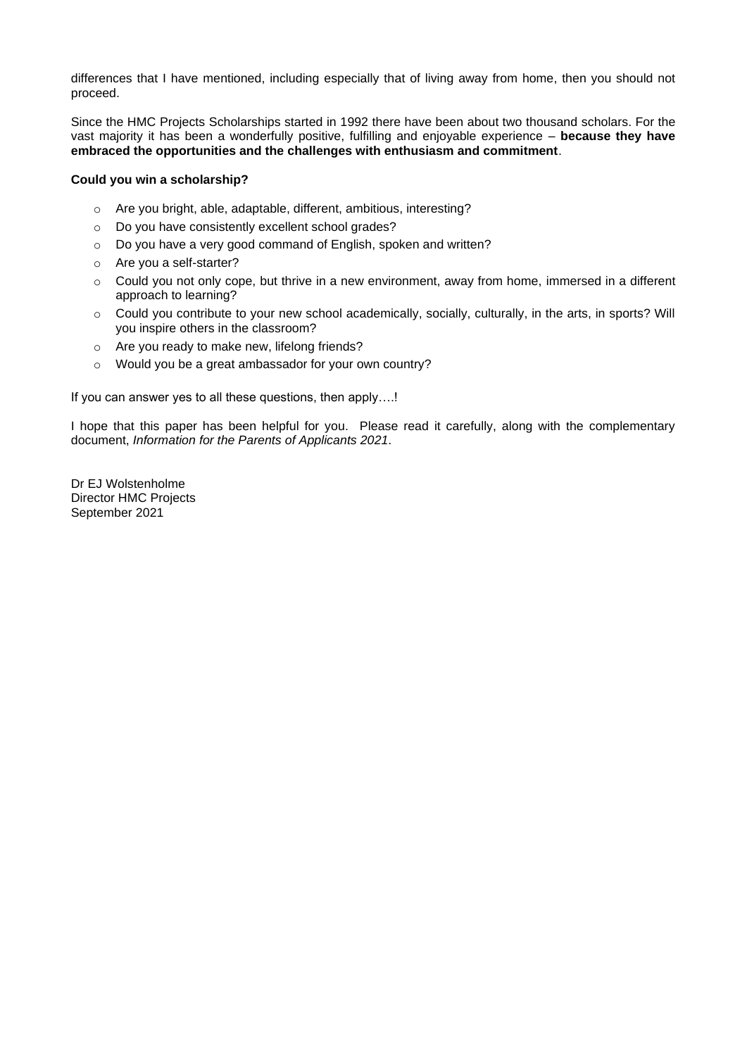differences that I have mentioned, including especially that of living away from home, then you should not proceed.

Since the HMC Projects Scholarships started in 1992 there have been about two thousand scholars. For the vast majority it has been a wonderfully positive, fulfilling and enjoyable experience – **because they have embraced the opportunities and the challenges with enthusiasm and commitment**.

**Could you win a scholarship?**

- Are you bright, able, adaptable, different, ambitious, interesting?
- Do you have consistently excellent school grades?
- Do you have a very good command of English, spoken and written?
- Are you a self-starter?
- Could you not only cope, but thrive in a new environment, away from home, immersed in a different approach to learning?
- Could you contribute to your new school academically, socially, culturally, in the arts, in sports? Will you inspire others in the classroom?
- Are you ready to make new, lifelong friends?
- Would you be a great ambassador for your own country?

If you can answer yes to all these questions, then apply….!

I hope that this paper has been helpful for you. Please read it carefully, along with the complementary document, *Information for the Parents of Applicants 2021*.

Dr EJ Wolstenholme
Director HMC Projects
September 2021